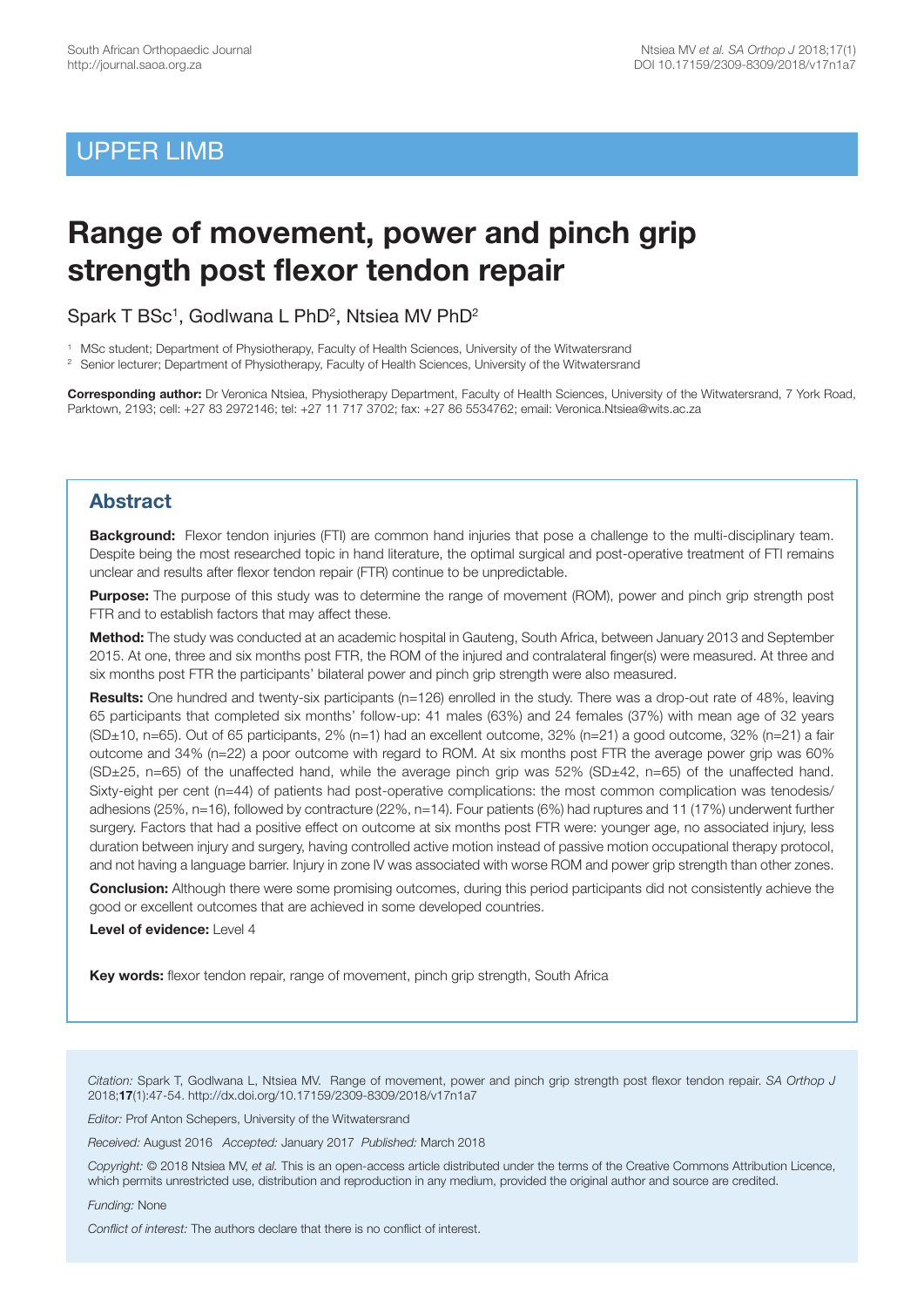UPPER LIMB

# Range of movement, power and pinch grip strength post flexor tendon repair

Spark T BSc[1], Godlwana L PhD[2], Ntsiea MV PhD[2]

[1] MSc student; Department of Physiotherapy, Faculty of Health Sciences, University of the Witwatersrand
[2] Senior lecturer; Department of Physiotherapy, Faculty of Health Sciences, University of the Witwatersrand

**Corresponding author:** Dr Veronica Ntsiea, Physiotherapy Department, Faculty of Health Sciences, University of the Witwatersrand, 7 York Road, Parktown, 2193; cell: +27 83 2972146; tel: +27 11 717 3702; fax: +27 86 5534762; email: Veronica.Ntsiea@wits.ac.za

## Abstract

**Background:** Flexor tendon injuries (FTI) are common hand injuries that pose a challenge to the multi-disciplinary team. Despite being the most researched topic in hand literature, the optimal surgical and post-operative treatment of FTI remains unclear and results after flexor tendon repair (FTR) continue to be unpredictable.

**Purpose:** The purpose of this study was to determine the range of movement (ROM), power and pinch grip strength post FTR and to establish factors that may affect these.

**Method:** The study was conducted at an academic hospital in Gauteng, South Africa, between January 2013 and September 2015. At one, three and six months post FTR, the ROM of the injured and contralateral finger(s) were measured. At three and six months post FTR the participants' bilateral power and pinch grip strength were also measured.

**Results:** One hundred and twenty-six participants (n=126) enrolled in the study. There was a drop-out rate of 48%, leaving 65 participants that completed six months' follow-up: 41 males (63%) and 24 females (37%) with mean age of 32 years (SD±10, n=65). Out of 65 participants, 2% (n=1) had an excellent outcome, 32% (n=21) a good outcome, 32% (n=21) a fair outcome and 34% (n=22) a poor outcome with regard to ROM. At six months post FTR the average power grip was 60% (SD±25, n=65) of the unaffected hand, while the average pinch grip was 52% (SD±42, n=65) of the unaffected hand. Sixty-eight per cent (n=44) of patients had post-operative complications: the most common complication was tenodesis/adhesions (25%, n=16), followed by contracture (22%, n=14). Four patients (6%) had ruptures and 11 (17%) underwent further surgery. Factors that had a positive effect on outcome at six months post FTR were: younger age, no associated injury, less duration between injury and surgery, having controlled active motion instead of passive motion occupational therapy protocol, and not having a language barrier. Injury in zone IV was associated with worse ROM and power grip strength than other zones.

**Conclusion:** Although there were some promising outcomes, during this period participants did not consistently achieve the good or excellent outcomes that are achieved in some developed countries.

**Level of evidence:** Level 4

**Key words:** flexor tendon repair, range of movement, pinch grip strength, South Africa

*Citation:* Spark T, Godlwana L, Ntsiea MV. Range of movement, power and pinch grip strength post flexor tendon repair. *SA Orthop J* 2018;**17**(1):47-54. http://dx.doi.org/10.17159/2309-8309/2018/v17n1a7

*Editor:* Prof Anton Schepers, University of the Witwatersrand

*Received:* August 2016 *Accepted:* January 2017 *Published:* March 2018

*Copyright:* © 2018 Ntsiea MV, *et al.* This is an open-access article distributed under the terms of the Creative Commons Attribution Licence, which permits unrestricted use, distribution and reproduction in any medium, provided the original author and source are credited.

*Funding:* None

*Conflict of interest:* The authors declare that there is no conflict of interest.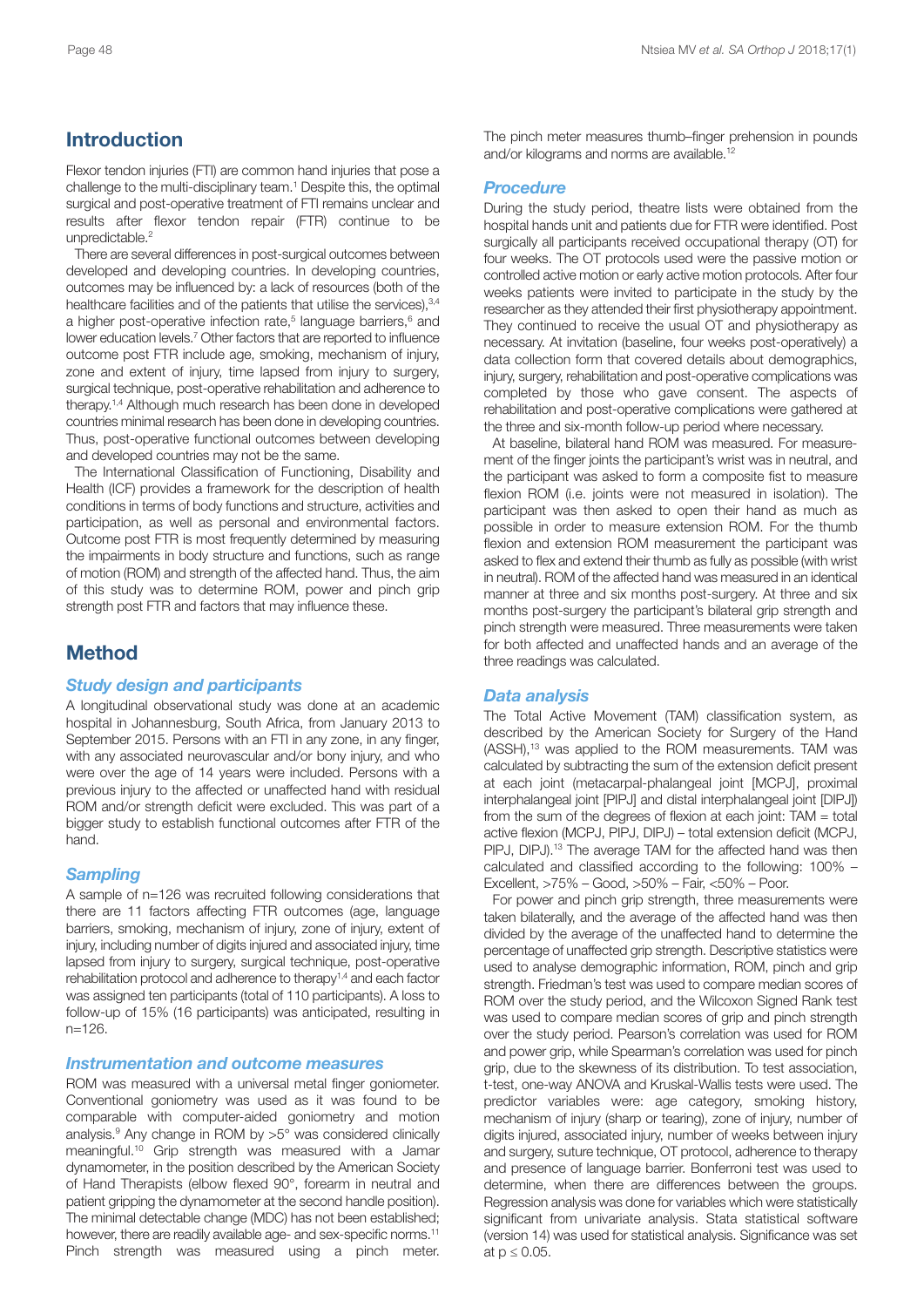## Introduction

Flexor tendon injuries (FTI) are common hand injuries that pose a challenge to the multi-disciplinary team.[1] Despite this, the optimal surgical and post-operative treatment of FTI remains unclear and results after flexor tendon repair (FTR) continue to be unpredictable.[2]

There are several differences in post-surgical outcomes between developed and developing countries. In developing countries, outcomes may be influenced by: a lack of resources (both of the healthcare facilities and of the patients that utilise the services),[3,4] a higher post-operative infection rate,[5] language barriers,[6] and lower education levels.[7] Other factors that are reported to influence outcome post FTR include age, smoking, mechanism of injury, zone and extent of injury, time lapsed from injury to surgery, surgical technique, post-operative rehabilitation and adherence to therapy.[1,4] Although much research has been done in developed countries minimal research has been done in developing countries. Thus, post-operative functional outcomes between developing and developed countries may not be the same.

The International Classification of Functioning, Disability and Health (ICF) provides a framework for the description of health conditions in terms of body functions and structure, activities and participation, as well as personal and environmental factors. Outcome post FTR is most frequently determined by measuring the impairments in body structure and functions, such as range of motion (ROM) and strength of the affected hand. Thus, the aim of this study was to determine ROM, power and pinch grip strength post FTR and factors that may influence these.

## Method

### *Study design and participants*

A longitudinal observational study was done at an academic hospital in Johannesburg, South Africa, from January 2013 to September 2015. Persons with an FTI in any zone, in any finger, with any associated neurovascular and/or bony injury, and who were over the age of 14 years were included. Persons with a previous injury to the affected or unaffected hand with residual ROM and/or strength deficit were excluded. This was part of a bigger study to establish functional outcomes after FTR of the hand.

### *Sampling*

A sample of n=126 was recruited following considerations that there are 11 factors affecting FTR outcomes (age, language barriers, smoking, mechanism of injury, zone of injury, extent of injury, including number of digits injured and associated injury, time lapsed from injury to surgery, surgical technique, post-operative rehabilitation protocol and adherence to therapy[1,4] and each factor was assigned ten participants (total of 110 participants). A loss to follow-up of 15% (16 participants) was anticipated, resulting in n=126.

### *Instrumentation and outcome measures*

ROM was measured with a universal metal finger goniometer. Conventional goniometry was used as it was found to be comparable with computer-aided goniometry and motion analysis.[9] Any change in ROM by >5° was considered clinically meaningful.[10] Grip strength was measured with a Jamar dynamometer, in the position described by the American Society of Hand Therapists (elbow flexed 90°, forearm in neutral and patient gripping the dynamometer at the second handle position). The minimal detectable change (MDC) has not been established; however, there are readily available age- and sex-specific norms.[11] Pinch strength was measured using a pinch meter. The pinch meter measures thumb–finger prehension in pounds and/or kilograms and norms are available.[12]

### *Procedure*

During the study period, theatre lists were obtained from the hospital hands unit and patients due for FTR were identified. Post surgically all participants received occupational therapy (OT) for four weeks. The OT protocols used were the passive motion or controlled active motion or early active motion protocols. After four weeks patients were invited to participate in the study by the researcher as they attended their first physiotherapy appointment. They continued to receive the usual OT and physiotherapy as necessary. At invitation (baseline, four weeks post-operatively) a data collection form that covered details about demographics, injury, surgery, rehabilitation and post-operative complications was completed by those who gave consent. The aspects of rehabilitation and post-operative complications were gathered at the three and six-month follow-up period where necessary.

At baseline, bilateral hand ROM was measured. For measurement of the finger joints the participant's wrist was in neutral, and the participant was asked to form a composite fist to measure flexion ROM (i.e. joints were not measured in isolation). The participant was then asked to open their hand as much as possible in order to measure extension ROM. For the thumb flexion and extension ROM measurement the participant was asked to flex and extend their thumb as fully as possible (with wrist in neutral). ROM of the affected hand was measured in an identical manner at three and six months post-surgery. At three and six months post-surgery the participant's bilateral grip strength and pinch strength were measured. Three measurements were taken for both affected and unaffected hands and an average of the three readings was calculated.

### *Data analysis*

The Total Active Movement (TAM) classification system, as described by the American Society for Surgery of the Hand (ASSH),[13] was applied to the ROM measurements. TAM was calculated by subtracting the sum of the extension deficit present at each joint (metacarpal-phalangeal joint [MCPJ], proximal interphalangeal joint [PIPJ] and distal interphalangeal joint [DIPJ]) from the sum of the degrees of flexion at each joint: TAM = total active flexion (MCPJ, PIPJ, DIPJ) – total extension deficit (MCPJ, PIPJ, DIPJ).[13] The average TAM for the affected hand was then calculated and classified according to the following: 100% – Excellent, >75% – Good, >50% – Fair, <50% – Poor.

For power and pinch grip strength, three measurements were taken bilaterally, and the average of the affected hand was then divided by the average of the unaffected hand to determine the percentage of unaffected grip strength. Descriptive statistics were used to analyse demographic information, ROM, pinch and grip strength. Friedman's test was used to compare median scores of ROM over the study period, and the Wilcoxon Signed Rank test was used to compare median scores of grip and pinch strength over the study period. Pearson's correlation was used for ROM and power grip, while Spearman's correlation was used for pinch grip, due to the skewness of its distribution. To test association, t-test, one-way ANOVA and Kruskal-Wallis tests were used. The predictor variables were: age category, smoking history, mechanism of injury (sharp or tearing), zone of injury, number of digits injured, associated injury, number of weeks between injury and surgery, suture technique, OT protocol, adherence to therapy and presence of language barrier. Bonferroni test was used to determine, when there are differences between the groups. Regression analysis was done for variables which were statistically significant from univariate analysis. Stata statistical software (version 14) was used for statistical analysis. Significance was set at $p \leq 0.05$.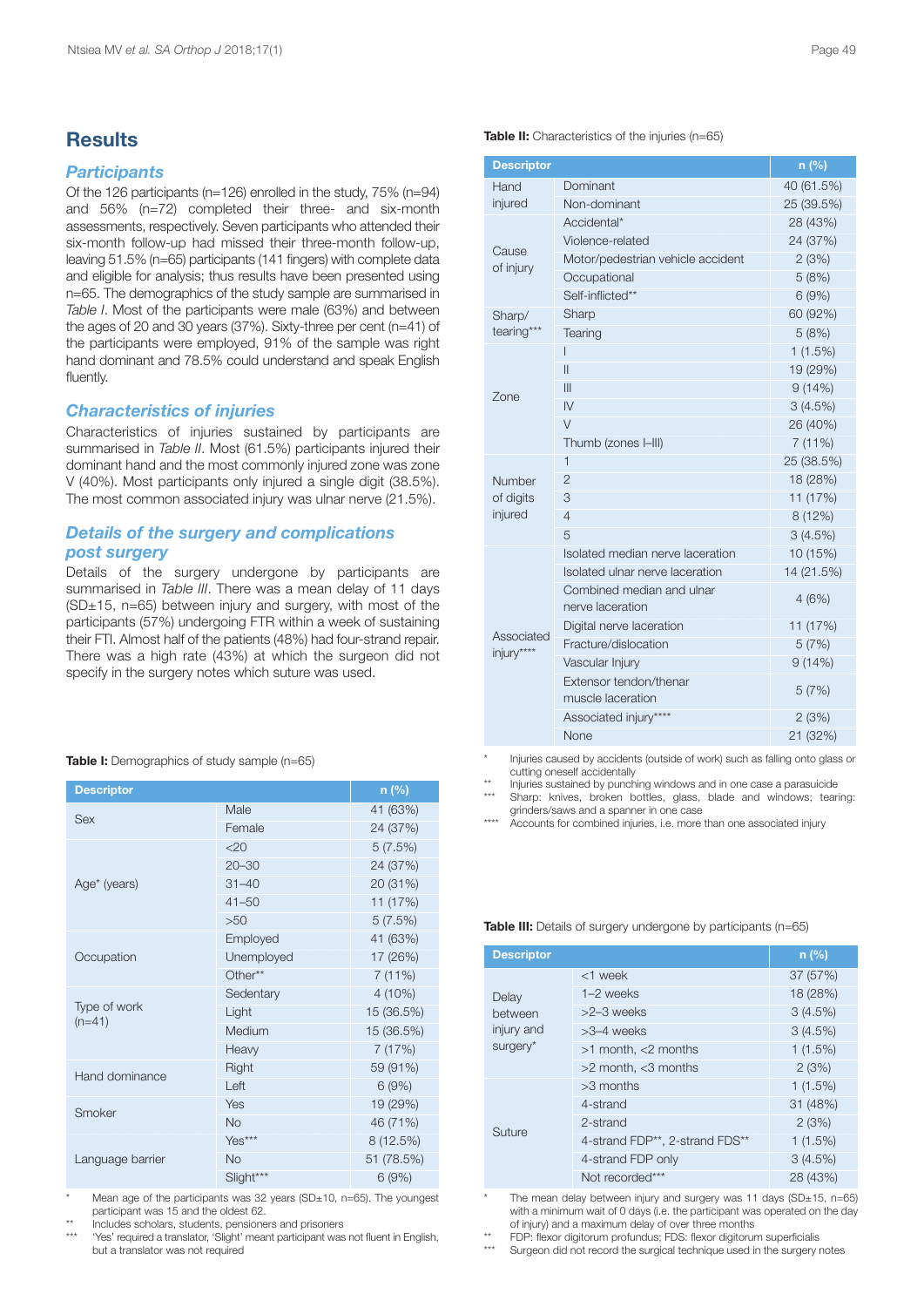## Results

### Participants

Of the 126 participants (n=126) enrolled in the study, 75% (n=94) and 56% (n=72) completed their three- and six-month assessments, respectively. Seven participants who attended their six-month follow-up had missed their three-month follow-up, leaving 51.5% (n=65) participants (141 fingers) with complete data and eligible for analysis; thus results have been presented using n=65. The demographics of the study sample are summarised in *Table I*. Most of the participants were male (63%) and between the ages of 20 and 30 years (37%). Sixty-three per cent (n=41) of the participants were employed, 91% of the sample was right hand dominant and 78.5% could understand and speak English fluently.

### Characteristics of injuries

Characteristics of injuries sustained by participants are summarised in *Table II*. Most (61.5%) participants injured their dominant hand and the most commonly injured zone was zone V (40%). Most participants only injured a single digit (38.5%). The most common associated injury was ulnar nerve (21.5%).

### Details of the surgery and complications post surgery

Details of the surgery undergone by participants are summarised in *Table III*. There was a mean delay of 11 days (SD±15, n=65) between injury and surgery, with most of the participants (57%) undergoing FTR within a week of sustaining their FTI. Almost half of the patients (48%) had four-strand repair. There was a high rate (43%) at which the surgeon did not specify in the surgery notes which suture was used.

**Table I:** Demographics of study sample (n=65)

| Descriptor | | n (%) |
|---|---|---|
| Sex | Male | 41 (63%) |
| | Female | 24 (37%) |
| Age* (years) | <20 | 5 (7.5%) |
| | 20–30 | 24 (37%) |
| | 31–40 | 20 (31%) |
| | 41–50 | 11 (17%) |
| | >50 | 5 (7.5%) |
| Occupation | Employed | 41 (63%) |
| | Unemployed | 17 (26%) |
| | Other** | 7 (11%) |
| Type of work (n=41) | Sedentary | 4 (10%) |
| | Light | 15 (36.5%) |
| | Medium | 15 (36.5%) |
| | Heavy | 7 (17%) |
| Hand dominance | Right | 59 (91%) |
| | Left | 6 (9%) |
| Smoker | Yes | 19 (29%) |
| | No | 46 (71%) |
| Language barrier | Yes*** | 8 (12.5%) |
| | No | 51 (78.5%) |
| | Slight*** | 6 (9%) |

\* Mean age of the participants was 32 years (SD±10, n=65). The youngest participant was 15 and the oldest 62.
\** Includes scholars, students, pensioners and prisoners
\*** 'Yes' required a translator, 'Slight' meant participant was not fluent in English, but a translator was not required

**Table II:** Characteristics of the injuries (n=65)

| Descriptor | | n (%) |
|---|---|---|
| Hand injured | Dominant | 40 (61.5%) |
| | Non-dominant | 25 (39.5%) |
| Cause of injury | Accidental* | 28 (43%) |
| | Violence-related | 24 (37%) |
| | Motor/pedestrian vehicle accident | 2 (3%) |
| | Occupational | 5 (8%) |
| | Self-inflicted** | 6 (9%) |
| Sharp/tearing*** | Sharp | 60 (92%) |
| | Tearing | 5 (8%) |
| Zone | I | 1 (1.5%) |
| | II | 19 (29%) |
| | III | 9 (14%) |
| | IV | 3 (4.5%) |
| | V | 26 (40%) |
| | Thumb (zones I–III) | 7 (11%) |
| Number of digits injured | 1 | 25 (38.5%) |
| | 2 | 18 (28%) |
| | 3 | 11 (17%) |
| | 4 | 8 (12%) |
| | 5 | 3 (4.5%) |
| Associated injury**** | Isolated median nerve laceration | 10 (15%) |
| | Isolated ulnar nerve laceration | 14 (21.5%) |
| | Combined median and ulnar nerve laceration | 4 (6%) |
| | Digital nerve laceration | 11 (17%) |
| | Fracture/dislocation | 5 (7%) |
| | Vascular Injury | 9 (14%) |
| | Extensor tendon/thenar muscle laceration | 5 (7%) |
| | Associated injury**** | 2 (3%) |
| | None | 21 (32%) |

\* Injuries caused by accidents (outside of work) such as falling onto glass or cutting oneself accidentally
\** Injuries sustained by punching windows and in one case a parasuicide
\*** Sharp: knives, broken bottles, glass, blade and windows; tearing: grinders/saws and a spanner in one case
\**** Accounts for combined injuries, i.e. more than one associated injury

**Table III:** Details of surgery undergone by participants (n=65)

| Descriptor | | n (%) |
|---|---|---|
| Delay between injury and surgery* | <1 week | 37 (57%) |
| | 1–2 weeks | 18 (28%) |
| | >2–3 weeks | 3 (4.5%) |
| | >3–4 weeks | 3 (4.5%) |
| | >1 month, <2 months | 1 (1.5%) |
| | >2 month, <3 months | 2 (3%) |
| | >3 months | 1 (1.5%) |
| Suture | 4-strand | 31 (48%) |
| | 2-strand | 2 (3%) |
| | 4-strand FDP**, 2-strand FDS** | 1 (1.5%) |
| | 4-strand FDP only | 3 (4.5%) |
| | Not recorded*** | 28 (43%) |

\* The mean delay between injury and surgery was 11 days (SD±15, n=65) with a minimum wait of 0 days (i.e. the participant was operated on the day of injury) and a maximum delay of over three months
\** FDP: flexor digitorum profundus; FDS: flexor digitorum superficialis
\*** Surgeon did not record the surgical technique used in the surgery notes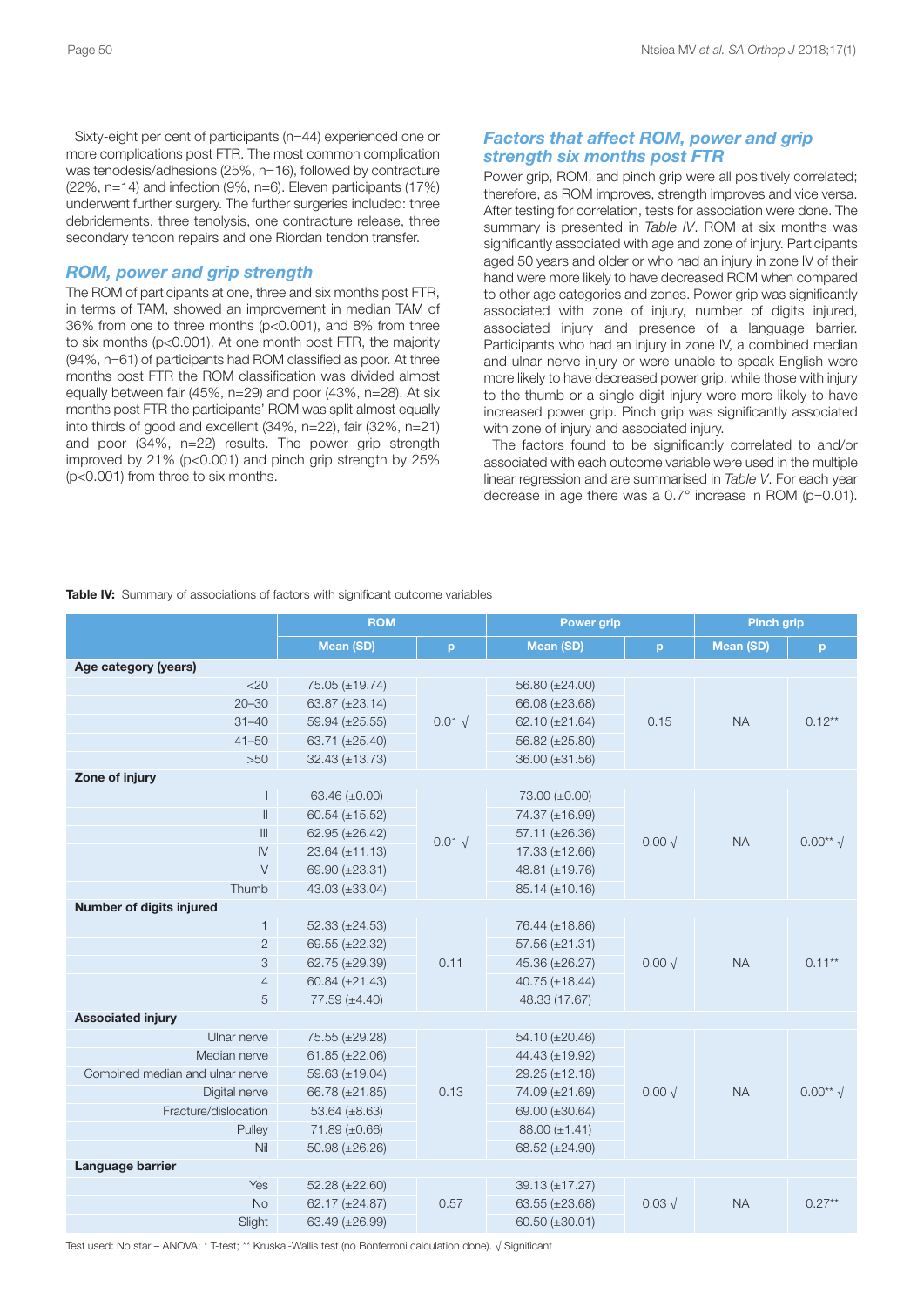Sixty-eight per cent of participants (n=44) experienced one or more complications post FTR. The most common complication was tenodesis/adhesions (25%, n=16), followed by contracture (22%, n=14) and infection (9%, n=6). Eleven participants (17%) underwent further surgery. The further surgeries included: three debridements, three tenolysis, one contracture release, three secondary tendon repairs and one Riordan tendon transfer.

## *ROM, power and grip strength*

The ROM of participants at one, three and six months post FTR, in terms of TAM, showed an improvement in median TAM of 36% from one to three months ($p<0.001$), and 8% from three to six months ($p<0.001$). At one month post FTR, the majority (94%, n=61) of participants had ROM classified as poor. At three months post FTR the ROM classification was divided almost equally between fair (45%, n=29) and poor (43%, n=28). At six months post FTR the participants' ROM was split almost equally into thirds of good and excellent (34%, n=22), fair (32%, n=21) and poor (34%, n=22) results. The power grip strength improved by 21% ($p<0.001$) and pinch grip strength by 25% ($p<0.001$) from three to six months.

## *Factors that affect ROM, power and grip strength six months post FTR*

Power grip, ROM, and pinch grip were all positively correlated; therefore, as ROM improves, strength improves and vice versa. After testing for correlation, tests for association were done. The summary is presented in *Table IV*. ROM at six months was significantly associated with age and zone of injury. Participants aged 50 years and older or who had an injury in zone IV of their hand were more likely to have decreased ROM when compared to other age categories and zones. Power grip was significantly associated with zone of injury, number of digits injured, associated injury and presence of a language barrier. Participants who had an injury in zone IV, a combined median and ulnar nerve injury or were unable to speak English were more likely to have decreased power grip, while those with injury to the thumb or a single digit injury were more likely to have increased power grip. Pinch grip was significantly associated with zone of injury and associated injury.

The factors found to be significantly correlated to and/or associated with each outcome variable were used in the multiple linear regression and are summarised in *Table V*. For each year decrease in age there was a 0.7° increase in ROM ($p=0.01$).

**Table IV:** Summary of associations of factors with significant outcome variables

| | ROM | | Power grip | | Pinch grip | |
|---|---|---|---|---|---|---|
| | Mean (SD) | p | Mean (SD) | p | Mean (SD) | p |
| **Age category (years)** | | | | | | |
| <20 | 75.05 (±19.74) | 0.01 √ | 56.80 (±24.00) | 0.15 | NA | 0.12** |
| 20–30 | 63.87 (±23.14) | | 66.08 (±23.68) | | | |
| 31–40 | 59.94 (±25.55) | | 62.10 (±21.64) | | | |
| 41–50 | 63.71 (±25.40) | | 56.82 (±25.80) | | | |
| >50 | 32.43 (±13.73) | | 36.00 (±31.56) | | | |
| **Zone of injury** | | | | | | |
| I | 63.46 (±0.00) | 0.01 √ | 73.00 (±0.00) | 0.00 √ | NA | 0.00** √ |
| II | 60.54 (±15.52) | | 74.37 (±16.99) | | | |
| III | 62.95 (±26.42) | | 57.11 (±26.36) | | | |
| IV | 23.64 (±11.13) | | 17.33 (±12.66) | | | |
| V | 69.90 (±23.31) | | 48.81 (±19.76) | | | |
| Thumb | 43.03 (±33.04) | | 85.14 (±10.16) | | | |
| **Number of digits injured** | | | | | | |
| 1 | 52.33 (±24.53) | 0.11 | 76.44 (±18.86) | 0.00 √ | NA | 0.11** |
| 2 | 69.55 (±22.32) | | 57.56 (±21.31) | | | |
| 3 | 62.75 (±29.39) | | 45.36 (±26.27) | | | |
| 4 | 60.84 (±21.43) | | 40.75 (±18.44) | | | |
| 5 | 77.59 (±4.40) | | 48.33 (17.67) | | | |
| **Associated injury** | | | | | | |
| Ulnar nerve | 75.55 (±29.28) | 0.13 | 54.10 (±20.46) | 0.00 √ | NA | 0.00** √ |
| Median nerve | 61.85 (±22.06) | | 44.43 (±19.92) | | | |
| Combined median and ulnar nerve | 59.63 (±19.04) | | 29.25 (±12.18) | | | |
| Digital nerve | 66.78 (±21.85) | | 74.09 (±21.69) | | | |
| Fracture/dislocation | 53.64 (±8.63) | | 69.00 (±30.64) | | | |
| Pulley | 71.89 (±0.66) | | 88.00 (±1.41) | | | |
| Nil | 50.98 (±26.26) | | 68.52 (±24.90) | | | |
| **Language barrier** | | | | | | |
| Yes | 52.28 (±22.60) | 0.57 | 39.13 (±17.27) | 0.03 √ | NA | 0.27** |
| No | 62.17 (±24.87) | | 63.55 (±23.68) | | | |
| Slight | 63.49 (±26.99) | | 60.50 (±30.01) | | | |

Test used: No star – ANOVA; * T-test; ** Kruskal-Wallis test (no Bonferroni calculation done). √ Significant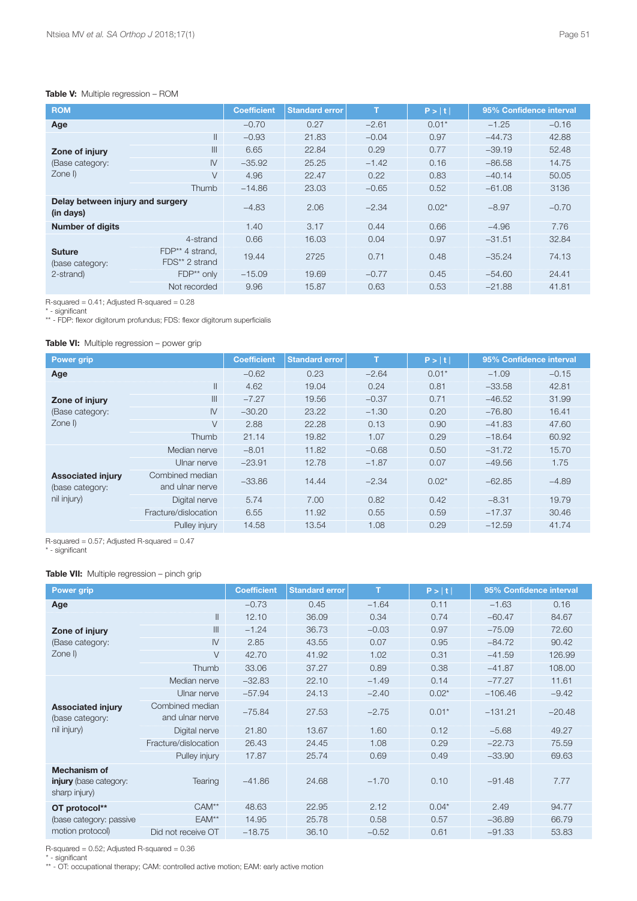**Table V:** Multiple regression – ROM

| ROM | | Coefficient | Standard error | T | P > \|t\| | 95% Confidence interval | |
|---|---|---|---|---|---|---|---|
| **Age** | | −0.70 | 0.27 | −2.61 | 0.01* | −1.25 | −0.16 |
| **Zone of injury** (Base category: Zone I) | II | −0.93 | 21.83 | −0.04 | 0.97 | −44.73 | 42.88 |
| | III | 6.65 | 22.84 | 0.29 | 0.77 | −39.19 | 52.48 |
| | IV | −35.92 | 25.25 | −1.42 | 0.16 | −86.58 | 14.75 |
| | V | 4.96 | 22.47 | 0.22 | 0.83 | −40.14 | 50.05 |
| | Thumb | −14.86 | 23.03 | −0.65 | 0.52 | −61.08 | 3136 |
| **Delay between injury and surgery (in days)** | | −4.83 | 2.06 | −2.34 | 0.02* | −8.97 | −0.70 |
| **Number of digits** | | 1.40 | 3.17 | 0.44 | 0.66 | −4.96 | 7.76 |
| **Suture** (base category: 2-strand) | 4-strand | 0.66 | 16.03 | 0.04 | 0.97 | −31.51 | 32.84 |
| | FDP** 4 strand, FDS** 2 strand | 19.44 | 2725 | 0.71 | 0.48 | −35.24 | 74.13 |
| | FDP** only | −15.09 | 19.69 | −0.77 | 0.45 | −54.60 | 24.41 |
| | Not recorded | 9.96 | 15.87 | 0.63 | 0.53 | −21.88 | 41.81 |

R-squared = 0.41; Adjusted R-squared = 0.28
\* - significant
\*\* - FDP: flexor digitorum profundus; FDS: flexor digitorum superficialis

**Table VI:** Multiple regression – power grip

| Power grip | | Coefficient | Standard error | T | P > \|t\| | 95% Confidence interval | |
|---|---|---|---|---|---|---|---|
| **Age** | | −0.62 | 0.23 | −2.64 | 0.01* | −1.09 | −0.15 |
| **Zone of injury** (Base category: Zone I) | II | 4.62 | 19.04 | 0.24 | 0.81 | −33.58 | 42.81 |
| | III | −7.27 | 19.56 | −0.37 | 0.71 | −46.52 | 31.99 |
| | IV | −30.20 | 23.22 | −1.30 | 0.20 | −76.80 | 16.41 |
| | V | 2.88 | 22.28 | 0.13 | 0.90 | −41.83 | 47.60 |
| | Thumb | 21.14 | 19.82 | 1.07 | 0.29 | −18.64 | 60.92 |
| **Associated injury** (base category: nil injury) | Median nerve | −8.01 | 11.82 | −0.68 | 0.50 | −31.72 | 15.70 |
| | Ulnar nerve | −23.91 | 12.78 | −1.87 | 0.07 | −49.56 | 1.75 |
| | Combined median and ulnar nerve | −33.86 | 14.44 | −2.34 | 0.02* | −62.85 | −4.89 |
| | Digital nerve | 5.74 | 7.00 | 0.82 | 0.42 | −8.31 | 19.79 |
| | Fracture/dislocation | 6.55 | 11.92 | 0.55 | 0.59 | −17.37 | 30.46 |
| | Pulley injury | 14.58 | 13.54 | 1.08 | 0.29 | −12.59 | 41.74 |

R-squared = 0.57; Adjusted R-squared = 0.47
\* - significant

**Table VII:** Multiple regression – pinch grip

| Power grip | | Coefficient | Standard error | T | P > \|t\| | 95% Confidence interval | |
|---|---|---|---|---|---|---|---|
| **Age** | | −0.73 | 0.45 | −1.64 | 0.11 | −1.63 | 0.16 |
| **Zone of injury** (Base category: Zone I) | II | 12.10 | 36.09 | 0.34 | 0.74 | −60.47 | 84.67 |
| | III | −1.24 | 36.73 | −0.03 | 0.97 | −75.09 | 72.60 |
| | IV | 2.85 | 43.55 | 0.07 | 0.95 | −84.72 | 90.42 |
| | V | 42.70 | 41.92 | 1.02 | 0.31 | −41.59 | 126.99 |
| | Thumb | 33.06 | 37.27 | 0.89 | 0.38 | −41.87 | 108.00 |
| **Associated injury** (base category: nil injury) | Median nerve | −32.83 | 22.10 | −1.49 | 0.14 | −77.27 | 11.61 |
| | Ulnar nerve | −57.94 | 24.13 | −2.40 | 0.02* | −106.46 | −9.42 |
| | Combined median and ulnar nerve | −75.84 | 27.53 | −2.75 | 0.01* | −131.21 | −20.48 |
| | Digital nerve | 21.80 | 13.67 | 1.60 | 0.12 | −5.68 | 49.27 |
| | Fracture/dislocation | 26.43 | 24.45 | 1.08 | 0.29 | −22.73 | 75.59 |
| | Pulley injury | 17.87 | 25.74 | 0.69 | 0.49 | −33.90 | 69.63 |
| **Mechanism of injury** (base category: sharp injury) | Tearing | −41.86 | 24.68 | −1.70 | 0.10 | −91.48 | 7.77 |
| **OT protocol**** (base category: passive motion protocol) | CAM** | 48.63 | 22.95 | 2.12 | 0.04* | 2.49 | 94.77 |
| | EAM** | 14.95 | 25.78 | 0.58 | 0.57 | −36.89 | 66.79 |
| | Did not receive OT | −18.75 | 36.10 | −0.52 | 0.61 | −91.33 | 53.83 |

R-squared = 0.52; Adjusted R-squared = 0.36
\* - significant
\*\* - OT: occupational therapy; CAM: controlled active motion; EAM: early active motion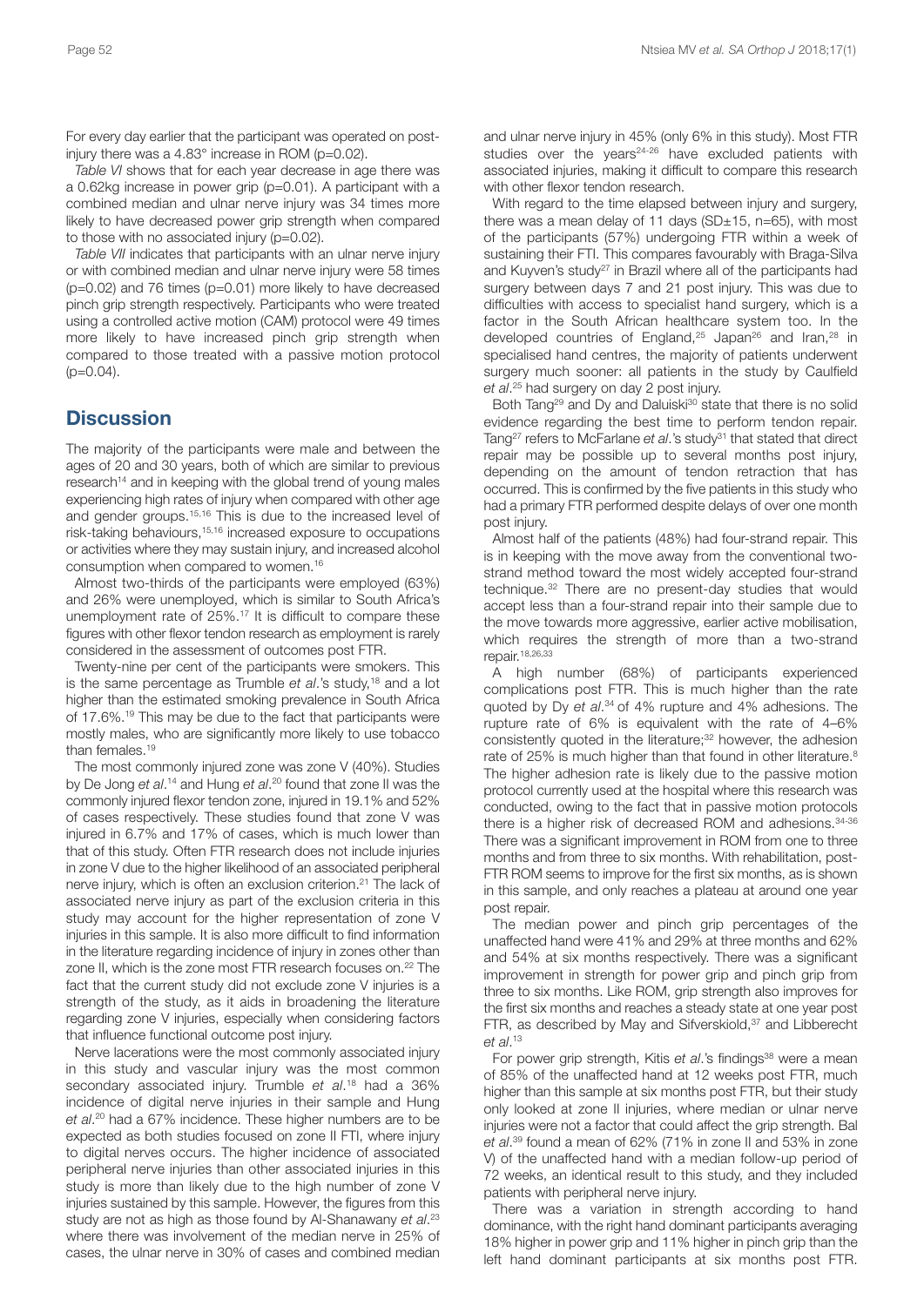For every day earlier that the participant was operated on post-injury there was a 4.83° increase in ROM (p=0.02).

*Table VI* shows that for each year decrease in age there was a 0.62kg increase in power grip (p=0.01). A participant with a combined median and ulnar nerve injury was 34 times more likely to have decreased power grip strength when compared to those with no associated injury (p=0.02).

*Table VII* indicates that participants with an ulnar nerve injury or with combined median and ulnar nerve injury were 58 times (p=0.02) and 76 times (p=0.01) more likely to have decreased pinch grip strength respectively. Participants who were treated using a controlled active motion (CAM) protocol were 49 times more likely to have increased pinch grip strength when compared to those treated with a passive motion protocol (p=0.04).

## Discussion

The majority of the participants were male and between the ages of 20 and 30 years, both of which are similar to previous research[14] and in keeping with the global trend of young males experiencing high rates of injury when compared with other age and gender groups.[15,16] This is due to the increased level of risk-taking behaviours,[15,16] increased exposure to occupations or activities where they may sustain injury, and increased alcohol consumption when compared to women.[16]

Almost two-thirds of the participants were employed (63%) and 26% were unemployed, which is similar to South Africa's unemployment rate of 25%.[17] It is difficult to compare these figures with other flexor tendon research as employment is rarely considered in the assessment of outcomes post FTR.

Twenty-nine per cent of the participants were smokers. This is the same percentage as Trumble *et al*.'s study,[18] and a lot higher than the estimated smoking prevalence in South Africa of 17.6%.[19] This may be due to the fact that participants were mostly males, who are significantly more likely to use tobacco than females.[19]

The most commonly injured zone was zone V (40%). Studies by De Jong *et al*.[14] and Hung *et al*.[20] found that zone II was the commonly injured flexor tendon zone, injured in 19.1% and 52% of cases respectively. These studies found that zone V was injured in 6.7% and 17% of cases, which is much lower than that of this study. Often FTR research does not include injuries in zone V due to the higher likelihood of an associated peripheral nerve injury, which is often an exclusion criterion.[21] The lack of associated nerve injury as part of the exclusion criteria in this study may account for the higher representation of zone V injuries in this sample. It is also more difficult to find information in the literature regarding incidence of injury in zones other than zone II, which is the zone most FTR research focuses on.[22] The fact that the current study did not exclude zone V injuries is a strength of the study, as it aids in broadening the literature regarding zone V injuries, especially when considering factors that influence functional outcome post injury.

Nerve lacerations were the most commonly associated injury in this study and vascular injury was the most common secondary associated injury. Trumble *et al*.[18] had a 36% incidence of digital nerve injuries in their sample and Hung *et al*.[20] had a 67% incidence. These higher numbers are to be expected as both studies focused on zone II FTI, where injury to digital nerves occurs. The higher incidence of associated peripheral nerve injuries than other associated injuries in this study is more than likely due to the high number of zone V injuries sustained by this sample. However, the figures from this study are not as high as those found by Al-Shanawany *et al*.[23] where there was involvement of the median nerve in 25% of cases, the ulnar nerve in 30% of cases and combined median and ulnar nerve injury in 45% (only 6% in this study). Most FTR studies over the years[24-26] have excluded patients with associated injuries, making it difficult to compare this research with other flexor tendon research.

With regard to the time elapsed between injury and surgery, there was a mean delay of 11 days (SD±15, n=65), with most of the participants (57%) undergoing FTR within a week of sustaining their FTI. This compares favourably with Braga-Silva and Kuyven's study[27] in Brazil where all of the participants had surgery between days 7 and 21 post injury. This was due to difficulties with access to specialist hand surgery, which is a factor in the South African healthcare system too. In the developed countries of England,[25] Japan[26] and Iran,[28] in specialised hand centres, the majority of patients underwent surgery much sooner: all patients in the study by Caulfield *et al*.[25] had surgery on day 2 post injury.

Both Tang[29] and Dy and Daluiski[30] state that there is no solid evidence regarding the best time to perform tendon repair. Tang[27] refers to McFarlane *et al*.'s study[31] that stated that direct repair may be possible up to several months post injury, depending on the amount of tendon retraction that has occurred. This is confirmed by the five patients in this study who had a primary FTR performed despite delays of over one month post injury.

Almost half of the patients (48%) had four-strand repair. This is in keeping with the move away from the conventional two-strand method toward the most widely accepted four-strand technique.[32] There are no present-day studies that would accept less than a four-strand repair into their sample due to the move towards more aggressive, earlier active mobilisation, which requires the strength of more than a two-strand repair.[18,26,33]

A high number (68%) of participants experienced complications post FTR. This is much higher than the rate quoted by Dy *et al*.[34] of 4% rupture and 4% adhesions. The rupture rate of 6% is equivalent with the rate of 4–6% consistently quoted in the literature;[32] however, the adhesion rate of 25% is much higher than that found in other literature.[8] The higher adhesion rate is likely due to the passive motion protocol currently used at the hospital where this research was conducted, owing to the fact that in passive motion protocols there is a higher risk of decreased ROM and adhesions.[34-36] There was a significant improvement in ROM from one to three months and from three to six months. With rehabilitation, post-FTR ROM seems to improve for the first six months, as is shown in this sample, and only reaches a plateau at around one year post repair.

The median power and pinch grip percentages of the unaffected hand were 41% and 29% at three months and 62% and 54% at six months respectively. There was a significant improvement in strength for power grip and pinch grip from three to six months. Like ROM, grip strength also improves for the first six months and reaches a steady state at one year post FTR, as described by May and Sifverskiold,[37] and Libberecht *et al*.[13]

For power grip strength, Kitis *et al*.'s findings[38] were a mean of 85% of the unaffected hand at 12 weeks post FTR, much higher than this sample at six months post FTR, but their study only looked at zone II injuries, where median or ulnar nerve injuries were not a factor that could affect the grip strength. Bal *et al*.[39] found a mean of 62% (71% in zone II and 53% in zone V) of the unaffected hand with a median follow-up period of 72 weeks, an identical result to this study, and they included patients with peripheral nerve injury.

There was a variation in strength according to hand dominance, with the right hand dominant participants averaging 18% higher in power grip and 11% higher in pinch grip than the left hand dominant participants at six months post FTR.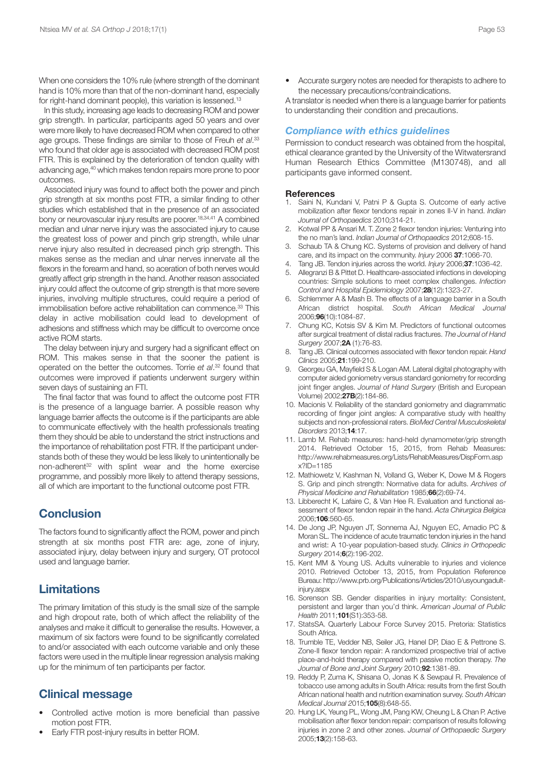When one considers the 10% rule (where strength of the dominant hand is 10% more than that of the non-dominant hand, especially for right-hand dominant people), this variation is lessened.[13]

In this study, increasing age leads to decreasing ROM and power grip strength. In particular, participants aged 50 years and over were more likely to have decreased ROM when compared to other age groups. These findings are similar to those of Freuh *et al*.[33] who found that older age is associated with decreased ROM post FTR. This is explained by the deterioration of tendon quality with advancing age,[40] which makes tendon repairs more prone to poor outcomes.

Associated injury was found to affect both the power and pinch grip strength at six months post FTR, a similar finding to other studies which established that in the presence of an associated bony or neurovascular injury results are poorer.[18,34,41] A combined median and ulnar nerve injury was the associated injury to cause the greatest loss of power and pinch grip strength, while ulnar nerve injury also resulted in decreased pinch grip strength. This makes sense as the median and ulnar nerves innervate all the flexors in the forearm and hand, so aceration of both nerves would greatly affect grip strength in the hand. Another reason associated injury could affect the outcome of grip strength is that more severe injuries, involving multiple structures, could require a period of immobilisation before active rehabilitation can commence.[33] This delay in active mobilisation could lead to development of adhesions and stiffness which may be difficult to overcome once active ROM starts.

The delay between injury and surgery had a significant effect on ROM. This makes sense in that the sooner the patient is operated on the better the outcomes. Torrie *et al*.[32] found that outcomes were improved if patients underwent surgery within seven days of sustaining an FTI.

The final factor that was found to affect the outcome post FTR is the presence of a language barrier. A possible reason why language barrier affects the outcome is if the participants are able to communicate effectively with the health professionals treating them they should be able to understand the strict instructions and the importance of rehabilitation post FTR. If the participant understands both of these they would be less likely to unintentionally be non-adherent[32] with splint wear and the home exercise programme, and possibly more likely to attend therapy sessions, all of which are important to the functional outcome post FTR.

## Conclusion

The factors found to significantly affect the ROM, power and pinch strength at six months post FTR are: age, zone of injury, associated injury, delay between injury and surgery, OT protocol used and language barrier.

## Limitations

The primary limitation of this study is the small size of the sample and high dropout rate, both of which affect the reliability of the analyses and make it difficult to generalise the results. However, a maximum of six factors were found to be significantly correlated to and/or associated with each outcome variable and only these factors were used in the multiple linear regression analysis making up for the minimum of ten participants per factor.

## Clinical message

- Controlled active motion is more beneficial than passive motion post FTR.
- Early FTR post-injury results in better ROM.
- Accurate surgery notes are needed for therapists to adhere to the necessary precautions/contraindications.

A translator is needed when there is a language barrier for patients to understanding their condition and precautions.

### Compliance with ethics guidelines

Permission to conduct research was obtained from the hospital, ethical clearance granted by the University of the Witwatersrand Human Research Ethics Committee (M130748), and all participants gave informed consent.

#### References

1. Saini N, Kundani V, Patni P & Gupta S. Outcome of early active mobilization after flexor tendons repair in zones II-V in hand. *Indian Journal of Orthopaedics* 2010;314-21.
2. Kotwal PP & Ansari M. T. Zone 2 flexor tendon injuries: Venturing into the no man's land. *Indian Journal of Orthopaedics* 2012;608-15.
3. Schaub TA & Chung KC. Systems of provision and delivery of hand care, and its impact on the community. *Injury* 2006 **37**:1066-70.
4. Tang JB. Tendon injuries across the world. *Injury* 2006;**37**:1036-42.
5. Allegranzi B & Pittet D. Healthcare-associated infections in developing countries: Simple solutions to meet complex challenges. *Infection Control and Hospital Epidemiology* 2007;**28**(12):1323-27.
6. Schlemmer A & Mash B. The effects of a language barrier in a South African district hospital. *South African Medical Journal* 2006;**96**(10):1084-87.
7. Chung KC, Kotsis SV & Kim M. Predictors of functional outcomes after surgical treatment of distal radius fractures. *The Journal of Hand Surgery* 2007;**2A** (1):76-83.
8. Tang JB. Clinical outcomes associated with flexor tendon repair. *Hand Clinics* 2005;**21**:199-210.
9. Georgeu GA, Mayfield S & Logan AM. Lateral digital photography with computer aided goniometry versus standard goniometry for recording joint finger angles. *Journal of Hand Surgery* (British and European Volume) 2002;**27B**(2):184-86.
10. Macionis V. Reliability of the standard goniometry and diagrammatic recording of finger joint angles: A comparative study with healthy subjects and non-professional raters. *BioMed Central Musculoskeletal Disorders* 2013;**14**:17.
11. Lamb M. Rehab measures: hand-held dynamometer/grip strength 2014. Retrieved October 15, 2015, from Rehab Measures: http://www.rehabmeasures.org/Lists/RehabMeasures/DispForm.aspx?ID=1185
12. Mathiowetz V, Kashman N, Volland G, Weber K, Dowe M & Rogers S. Grip and pinch strength: Normative data for adults. *Archives of Physical Medicine and Rehabilitation* 1985;**66**(2):69-74.
13. Libberecht K, Lafaire C, & Van Hee R. Evaluation and functional assessment of flexor tendon repair in the hand. *Acta Chirurgica Belgica* 2006;**106**:560-65.
14. De Jong JP, Nguyen JT, Sonnema AJ, Nguyen EC, Amadio PC & Moran SL. The incidence of acute traumatic tendon injuries in the hand and wrist: A 10-year population-based study. *Clinics in Orthopedic Surgery* 2014;**6**(2):196-202.
15. Kent MM & Young US. Adults vulnerable to injuries and violence 2010. Retrieved October 13, 2015, from Population Reference Bureau: http://www.prb.org/Publications/Articles/2010/usyoungadult-injury.aspx
16. Sorenson SB. Gender disparities in injury mortality: Consistent, persistent and larger than you'd think. *American Journal of Public Health* 2011;**101**(S1):353-58.
17. StatsSA. Quarterly Labour Force Survey 2015. Pretoria: Statistics South Africa.
18. Trumble TE, Vedder NB, Seiler JG, Hanel DP, Diao E & Pettrone S. Zone-II flexor tendon repair: A randomized prospective trial of active place-and-hold therapy compared with passive motion therapy. *The Journal of Bone and Joint Surgery* 2010;**92**:1381-89.
19. Reddy P, Zuma K, Shisana O, Jonas K & Sewpaul R. Prevalence of tobacco use among adults in South Africa: results from the first South African national health and nutrition examination survey. *South African Medical Journal* 2015;**105**(8):648-55.
20. Hung LK, Yeung PL, Wong JM, Pang KW, Cheung L & Chan P. Active mobilisation after flexor tendon repair: comparison of results following injuries in zone 2 and other zones. *Journal of Orthopaedic Surgery* 2005;**13**(2):158-63.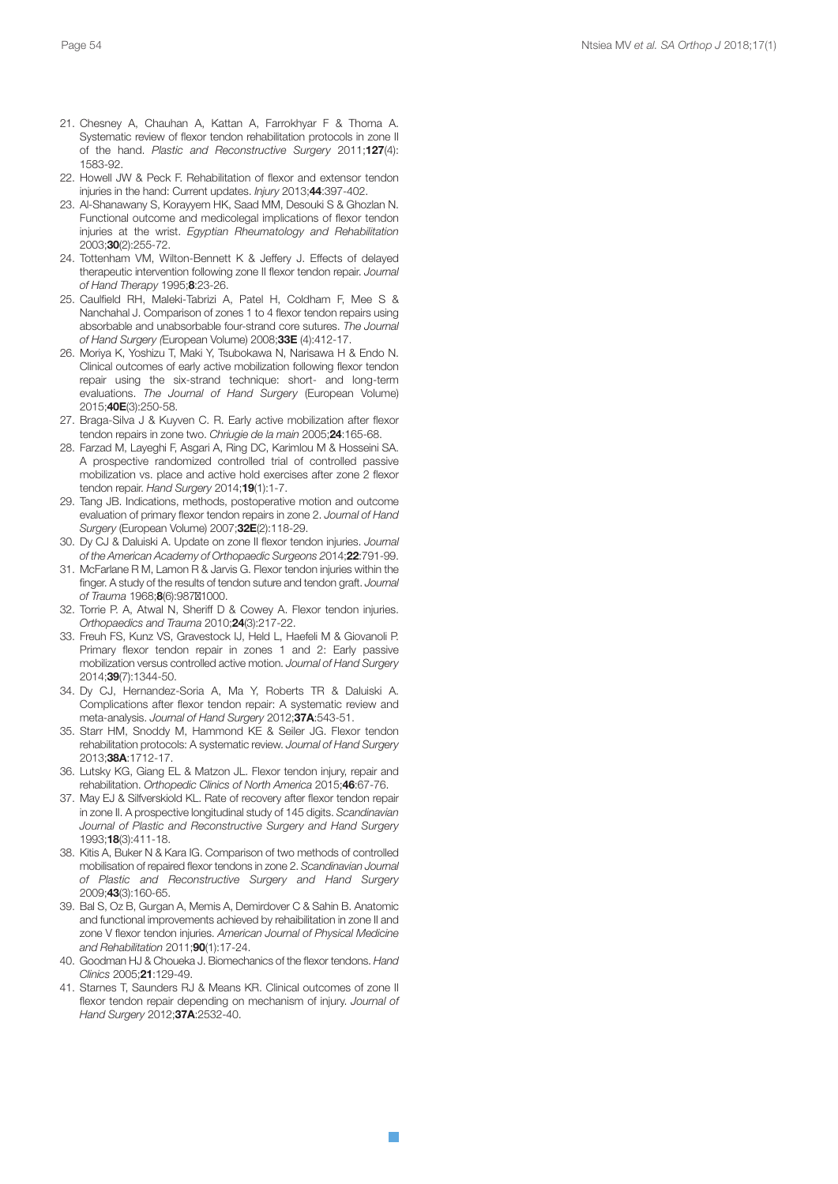21. Chesney A, Chauhan A, Kattan A, Farrokhyar F & Thoma A. Systematic review of flexor tendon rehabilitation protocols in zone II of the hand. *Plastic and Reconstructive Surgery* 2011;**127**(4): 1583-92.
22. Howell JW & Peck F. Rehabilitation of flexor and extensor tendon injuries in the hand: Current updates. *Injury* 2013;**44**:397-402.
23. Al-Shanawany S, Korayyem HK, Saad MM, Desouki S & Ghozlan N. Functional outcome and medicolegal implications of flexor tendon injuries at the wrist. *Egyptian Rheumatology and Rehabilitation* 2003;**30**(2):255-72.
24. Tottenham VM, Wilton-Bennett K & Jeffery J. Effects of delayed therapeutic intervention following zone II flexor tendon repair. *Journal of Hand Therapy* 1995;**8**:23-26.
25. Caulfield RH, Maleki-Tabrizi A, Patel H, Coldham F, Mee S & Nanchahal J. Comparison of zones 1 to 4 flexor tendon repairs using absorbable and unabsorbable four-strand core sutures. *The Journal of Hand Surgery (*European Volume) 2008;**33E** (4):412-17.
26. Moriya K, Yoshizu T, Maki Y, Tsubokawa N, Narisawa H & Endo N. Clinical outcomes of early active mobilization following flexor tendon repair using the six-strand technique: short- and long-term evaluations. *The Journal of Hand Surgery* (European Volume) 2015;**40E**(3):250-58.
27. Braga-Silva J & Kuyven C. R. Early active mobilization after flexor tendon repairs in zone two. *Chriugie de la main* 2005;**24**:165-68.
28. Farzad M, Layeghi F, Asgari A, Ring DC, Karimlou M & Hosseini SA. A prospective randomized controlled trial of controlled passive mobilization vs. place and active hold exercises after zone 2 flexor tendon repair. *Hand Surgery* 2014;**19**(1):1-7.
29. Tang JB. Indications, methods, postoperative motion and outcome evaluation of primary flexor tendon repairs in zone 2. *Journal of Hand Surgery* (European Volume) 2007;**32E**(2):118-29.
30. Dy CJ & Daluiski A. Update on zone II flexor tendon injuries. *Journal of the American Academy of Orthopaedic Surgeons* 2014;**22**:791-99.
31. McFarlane R M, Lamon R & Jarvis G. Flexor tendon injuries within the finger. A study of the results of tendon suture and tendon graft. *Journal of Trauma* 1968;**8**(6):987–1000.
32. Torrie P. A, Atwal N, Sheriff D & Cowey A. Flexor tendon injuries. *Orthopaedics and Trauma* 2010;**24**(3):217-22.
33. Freuh FS, Kunz VS, Gravestock IJ, Held L, Haefeli M & Giovanoli P. Primary flexor tendon repair in zones 1 and 2: Early passive mobilization versus controlled active motion. *Journal of Hand Surgery* 2014;**39**(7):1344-50.
34. Dy CJ, Hernandez-Soria A, Ma Y, Roberts TR & Daluiski A. Complications after flexor tendon repair: A systematic review and meta-analysis. *Journal of Hand Surgery* 2012;**37A**:543-51.
35. Starr HM, Snoddy M, Hammond KE & Seiler JG. Flexor tendon rehabilitation protocols: A systematic review. *Journal of Hand Surgery* 2013;**38A**:1712-17.
36. Lutsky KG, Giang EL & Matzon JL. Flexor tendon injury, repair and rehabilitation. *Orthopedic Clinics of North America* 2015;**46**:67-76.
37. May EJ & Silfverskiold KL. Rate of recovery after flexor tendon repair in zone II. A prospective longitudinal study of 145 digits. *Scandinavian Journal of Plastic and Reconstructive Surgery and Hand Surgery* 1993;**18**(3):411-18.
38. Kitis A, Buker N & Kara IG. Comparison of two methods of controlled mobilisation of repaired flexor tendons in zone 2. *Scandinavian Journal of Plastic and Reconstructive Surgery and Hand Surgery* 2009;**43**(3):160-65.
39. Bal S, Oz B, Gurgan A, Memis A, Demirdover C & Sahin B. Anatomic and functional improvements achieved by rehaibilitation in zone II and zone V flexor tendon injuries. *American Journal of Physical Medicine and Rehabilitation* 2011;**90**(1):17-24.
40. Goodman HJ & Choueka J. Biomechanics of the flexor tendons. *Hand Clinics* 2005;**21**:129-49.
41. Starnes T, Saunders RJ & Means KR. Clinical outcomes of zone II flexor tendon repair depending on mechanism of injury. *Journal of Hand Surgery* 2012;**37A**:2532-40.